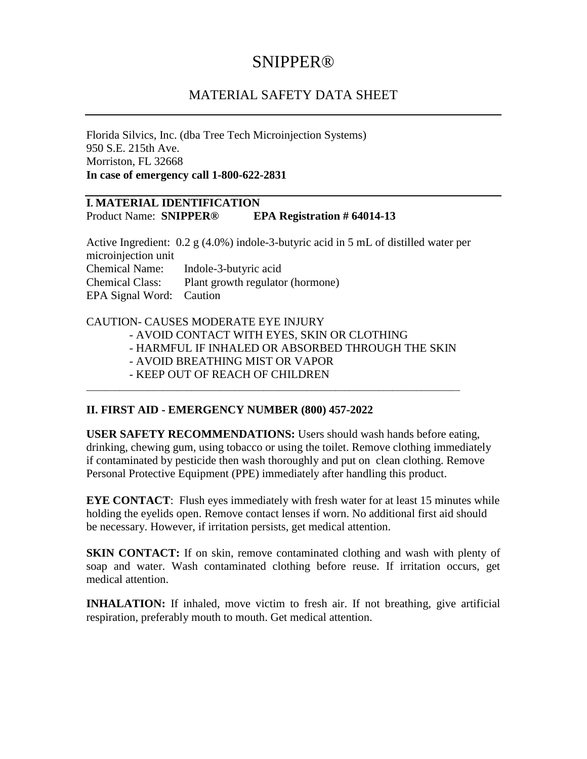# SNIPPER®

## MATERIAL SAFETY DATA SHEET

Florida Silvics, Inc. (dba Tree Tech Microinjection Systems)
950 S.E. 215th Ave.
Morriston, FL 32668
**In case of emergency call 1-800-622-2831**

### I. MATERIAL IDENTIFICATION

Product Name: **SNIPPER®** **EPA Registration # 64014-13**

Active Ingredient: 0.2 g (4.0%) indole-3-butyric acid in 5 mL of distilled water per microinjection unit
Chemical Name: Indole-3-butyric acid
Chemical Class: Plant growth regulator (hormone)
EPA Signal Word: Caution

CAUTION- CAUSES MODERATE EYE INJURY
- AVOID CONTACT WITH EYES, SKIN OR CLOTHING
- HARMFUL IF INHALED OR ABSORBED THROUGH THE SKIN
- AVOID BREATHING MIST OR VAPOR
- KEEP OUT OF REACH OF CHILDREN

---

### II. FIRST AID - EMERGENCY NUMBER (800) 457-2022

**USER SAFETY RECOMMENDATIONS:** Users should wash hands before eating, drinking, chewing gum, using tobacco or using the toilet. Remove clothing immediately if contaminated by pesticide then wash thoroughly and put on clean clothing. Remove Personal Protective Equipment (PPE) immediately after handling this product.

**EYE CONTACT**: Flush eyes immediately with fresh water for at least 15 minutes while holding the eyelids open. Remove contact lenses if worn. No additional first aid should be necessary. However, if irritation persists, get medical attention.

**SKIN CONTACT:** If on skin, remove contaminated clothing and wash with plenty of soap and water. Wash contaminated clothing before reuse. If irritation occurs, get medical attention.

**INHALATION:** If inhaled, move victim to fresh air. If not breathing, give artificial respiration, preferably mouth to mouth. Get medical attention.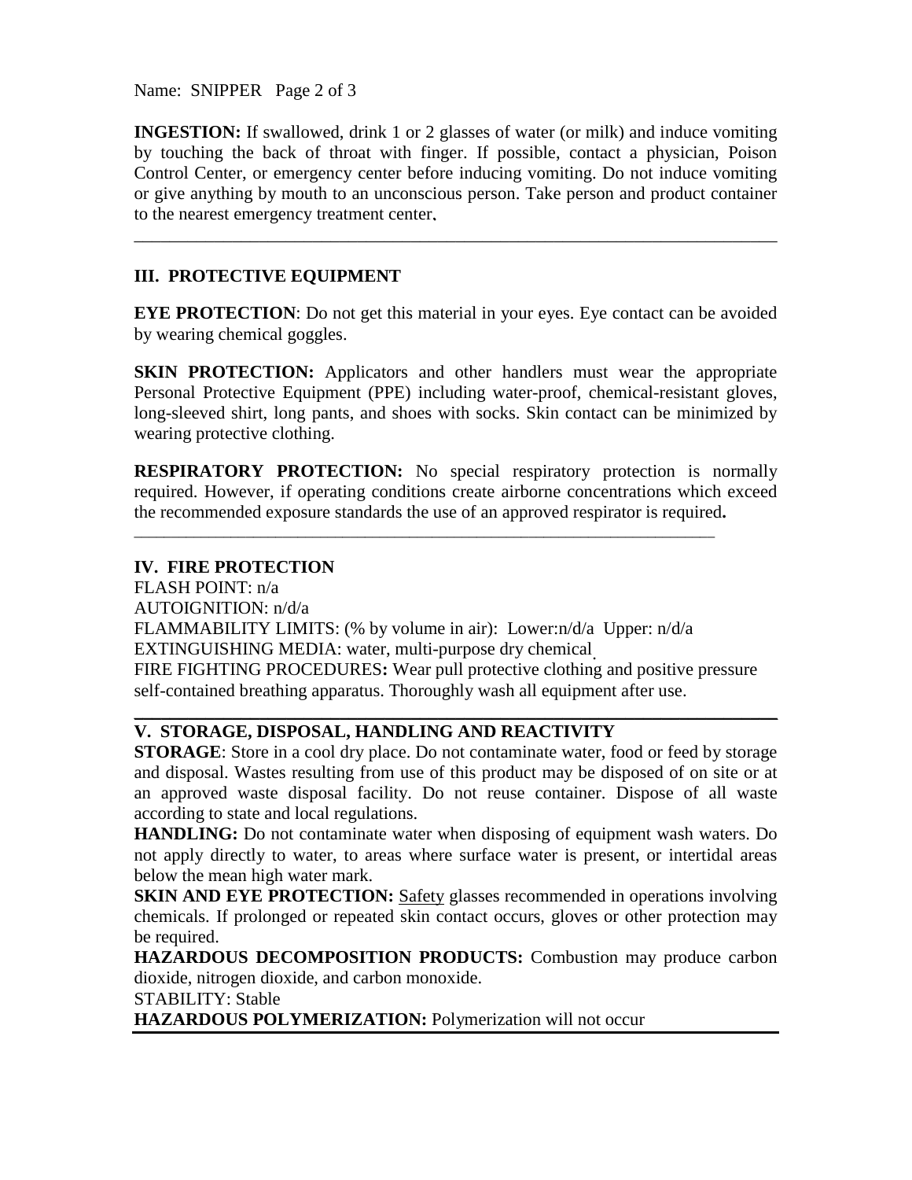**INGESTION:** If swallowed, drink 1 or 2 glasses of water (or milk) and induce vomiting by touching the back of throat with finger. If possible, contact a physician, Poison Control Center, or emergency center before inducing vomiting. Do not induce vomiting or give anything by mouth to an unconscious person. Take person and product container to the nearest emergency treatment center.

---

## III. PROTECTIVE EQUIPMENT

**EYE PROTECTION**: Do not get this material in your eyes. Eye contact can be avoided by wearing chemical goggles.

**SKIN PROTECTION:** Applicators and other handlers must wear the appropriate Personal Protective Equipment (PPE) including water-proof, chemical-resistant gloves, long-sleeved shirt, long pants, and shoes with socks. Skin contact can be minimized by wearing protective clothing.

**RESPIRATORY PROTECTION:** No special respiratory protection is normally required. However, if operating conditions create airborne concentrations which exceed the recommended exposure standards the use of an approved respirator is required**.**

---

## IV. FIRE PROTECTION

FLASH POINT: n/a
AUTOIGNITION: n/d/a
FLAMMABILITY LIMITS: (% by volume in air): Lower:n/d/a Upper: n/d/a
EXTINGUISHING MEDIA: water, multi-purpose dry chemical.
FIRE FIGHTING PROCEDURES**:** Wear pull protective clothing and positive pressure self-contained breathing apparatus. Thoroughly wash all equipment after use.

---

## V. STORAGE, DISPOSAL, HANDLING AND REACTIVITY

**STORAGE**: Store in a cool dry place. Do not contaminate water, food or feed by storage and disposal. Wastes resulting from use of this product may be disposed of on site or at an approved waste disposal facility. Do not reuse container. Dispose of all waste according to state and local regulations.

**HANDLING:** Do not contaminate water when disposing of equipment wash waters. Do not apply directly to water, to areas where surface water is present, or intertidal areas below the mean high water mark.

**SKIN AND EYE PROTECTION:** Safety glasses recommended in operations involving chemicals. If prolonged or repeated skin contact occurs, gloves or other protection may be required.

**HAZARDOUS DECOMPOSITION PRODUCTS:** Combustion may produce carbon dioxide, nitrogen dioxide, and carbon monoxide.

STABILITY: Stable

**HAZARDOUS POLYMERIZATION:** Polymerization will not occur

---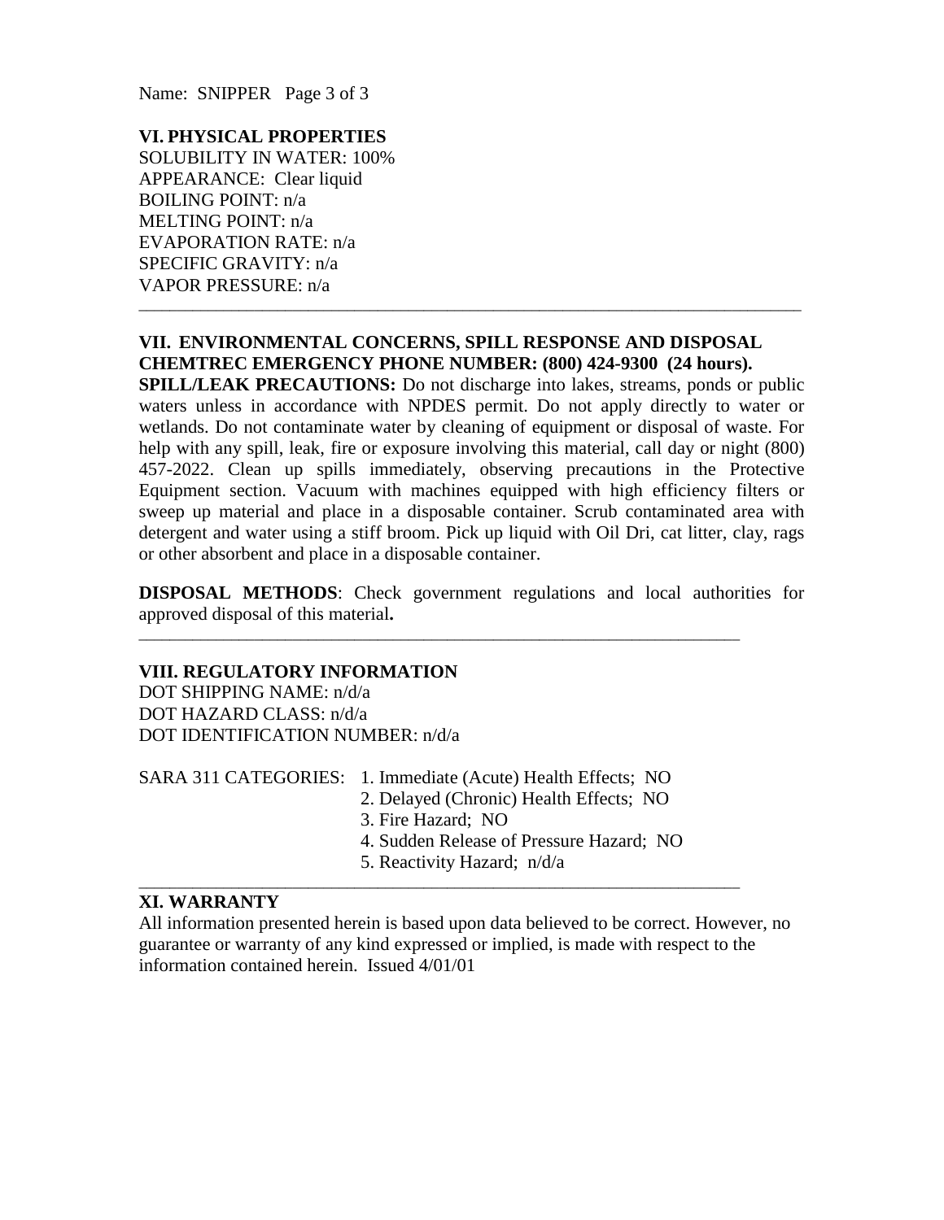## VI. PHYSICAL PROPERTIES

SOLUBILITY IN WATER: 100%
APPEARANCE: Clear liquid
BOILING POINT: n/a
MELTING POINT: n/a
EVAPORATION RATE: n/a
SPECIFIC GRAVITY: n/a
VAPOR PRESSURE: n/a

---

## VII. ENVIRONMENTAL CONCERNS, SPILL RESPONSE AND DISPOSAL

**CHEMTREC EMERGENCY PHONE NUMBER: (800) 424-9300 (24 hours).**

**SPILL/LEAK PRECAUTIONS:** Do not discharge into lakes, streams, ponds or public waters unless in accordance with NPDES permit. Do not apply directly to water or wetlands. Do not contaminate water by cleaning of equipment or disposal of waste. For help with any spill, leak, fire or exposure involving this material, call day or night (800) 457-2022. Clean up spills immediately, observing precautions in the Protective Equipment section. Vacuum with machines equipped with high efficiency filters or sweep up material and place in a disposable container. Scrub contaminated area with detergent and water using a stiff broom. Pick up liquid with Oil Dri, cat litter, clay, rags or other absorbent and place in a disposable container.

**DISPOSAL METHODS**: Check government regulations and local authorities for approved disposal of this material**.**

---

## VIII. REGULATORY INFORMATION

DOT SHIPPING NAME: n/d/a
DOT HAZARD CLASS: n/d/a
DOT IDENTIFICATION NUMBER: n/d/a

SARA 311 CATEGORIES:
1. Immediate (Acute) Health Effects; NO
2. Delayed (Chronic) Health Effects; NO
3. Fire Hazard; NO
4. Sudden Release of Pressure Hazard; NO
5. Reactivity Hazard; n/d/a

---

## XI. WARRANTY

All information presented herein is based upon data believed to be correct. However, no guarantee or warranty of any kind expressed or implied, is made with respect to the information contained herein. Issued 4/01/01